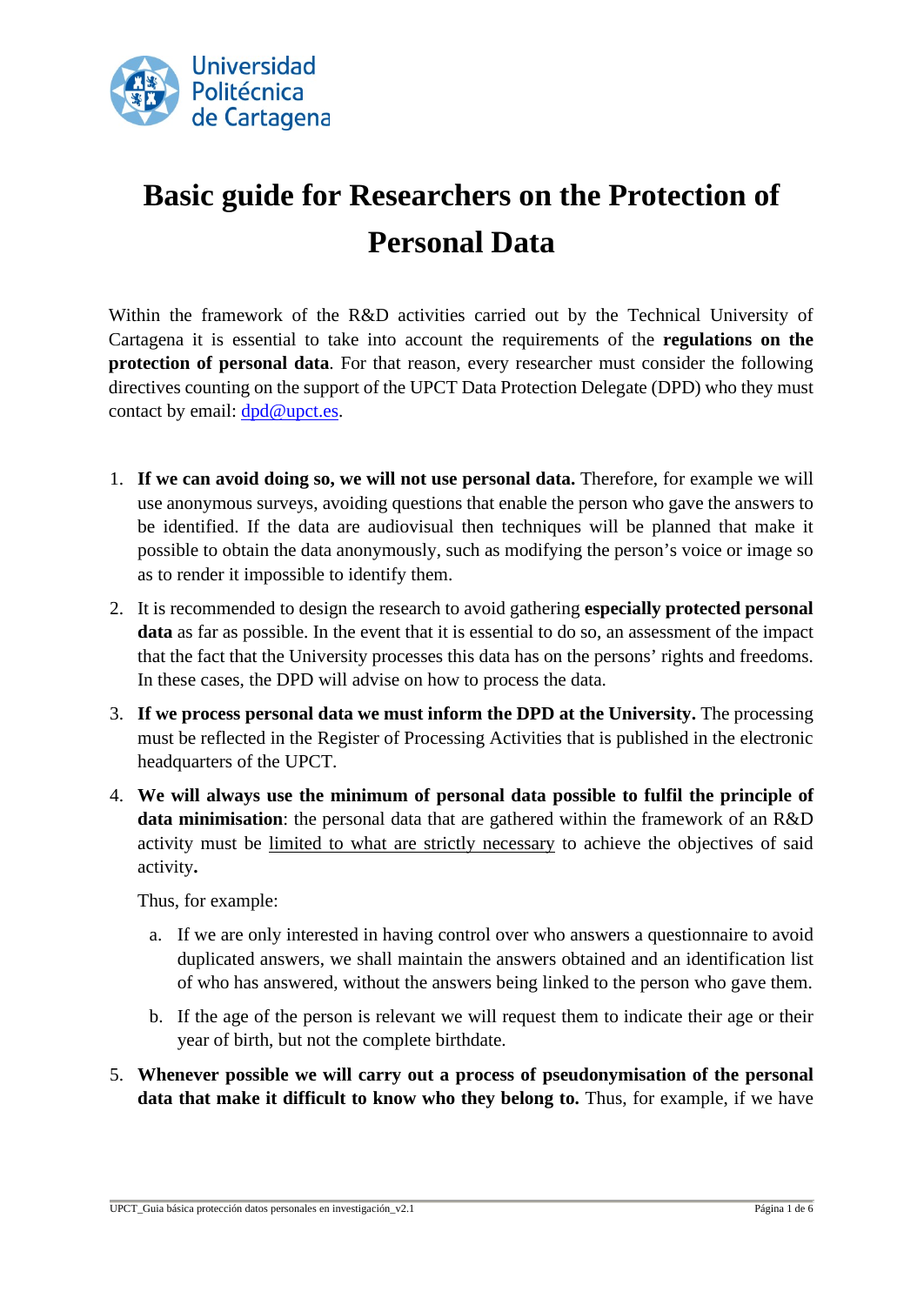# Basic guide for Researchers on the Protection of Personal Data

Within the framework of the R&D activities carried out by the Technical University of Cartagena it is essential to take into account the requirements of the **regulations on the protection of personal data**. For that reason, every researcher must consider the following directives counting on the support of the UPCT Data Protection Delegate (DPD) who they must contact by email: dpd@upct.es.

1. **If we can avoid doing so, we will not use personal data.** Therefore, for example we will use anonymous surveys, avoiding questions that enable the person who gave the answers to be identified. If the data are audiovisual then techniques will be planned that make it possible to obtain the data anonymously, such as modifying the person's voice or image so as to render it impossible to identify them.

2. It is recommended to design the research to avoid gathering **especially protected personal data** as far as possible. In the event that it is essential to do so, an assessment of the impact that the fact that the University processes this data has on the persons' rights and freedoms. In these cases, the DPD will advise on how to process the data.

3. **If we process personal data we must inform the DPD at the University.** The processing must be reflected in the Register of Processing Activities that is published in the electronic headquarters of the UPCT.

4. **We will always use the minimum of personal data possible to fulfil the principle of data minimisation**: the personal data that are gathered within the framework of an R&D activity must be limited to what are strictly necessary to achieve the objectives of said activity**.**

   Thus, for example:

   a. If we are only interested in having control over who answers a questionnaire to avoid duplicated answers, we shall maintain the answers obtained and an identification list of who has answered, without the answers being linked to the person who gave them.

   b. If the age of the person is relevant we will request them to indicate their age or their year of birth, but not the complete birthdate.

5. **Whenever possible we will carry out a process of pseudonymisation of the personal data that make it difficult to know who they belong to.** Thus, for example, if we have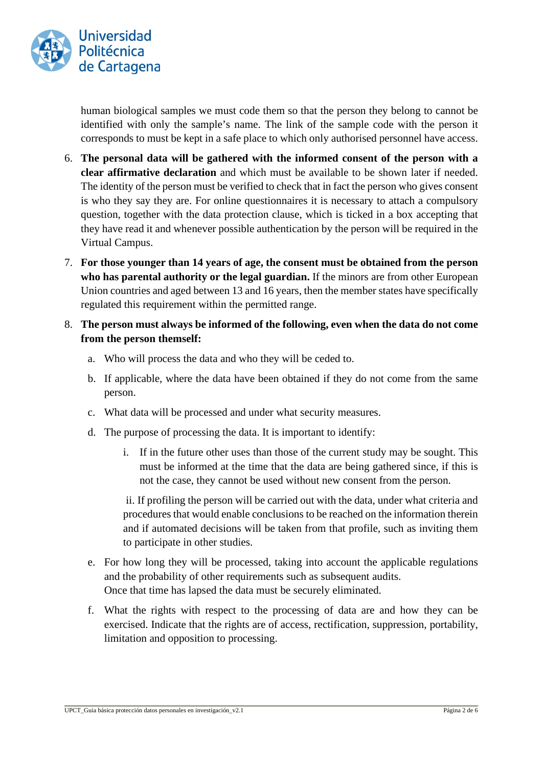human biological samples we must code them so that the person they belong to cannot be identified with only the sample's name. The link of the sample code with the person it corresponds to must be kept in a safe place to which only authorised personnel have access.

6. **The personal data will be gathered with the informed consent of the person with a clear affirmative declaration** and which must be available to be shown later if needed. The identity of the person must be verified to check that in fact the person who gives consent is who they say they are. For online questionnaires it is necessary to attach a compulsory question, together with the data protection clause, which is ticked in a box accepting that they have read it and whenever possible authentication by the person will be required in the Virtual Campus.

7. **For those younger than 14 years of age, the consent must be obtained from the person who has parental authority or the legal guardian.** If the minors are from other European Union countries and aged between 13 and 16 years, then the member states have specifically regulated this requirement within the permitted range.

8. **The person must always be informed of the following, even when the data do not come from the person themself:**

    a. Who will process the data and who they will be ceded to.

    b. If applicable, where the data have been obtained if they do not come from the same person.

    c. What data will be processed and under what security measures.

    d. The purpose of processing the data. It is important to identify:

        i. If in the future other uses than those of the current study may be sought. This must be informed at the time that the data are being gathered since, if this is not the case, they cannot be used without new consent from the person.

        ii. If profiling the person will be carried out with the data, under what criteria and procedures that would enable conclusions to be reached on the information therein and if automated decisions will be taken from that profile, such as inviting them to participate in other studies.

    e. For how long they will be processed, taking into account the applicable regulations and the probability of other requirements such as subsequent audits.
    Once that time has lapsed the data must be securely eliminated.

    f. What the rights with respect to the processing of data are and how they can be exercised. Indicate that the rights are of access, rectification, suppression, portability, limitation and opposition to processing.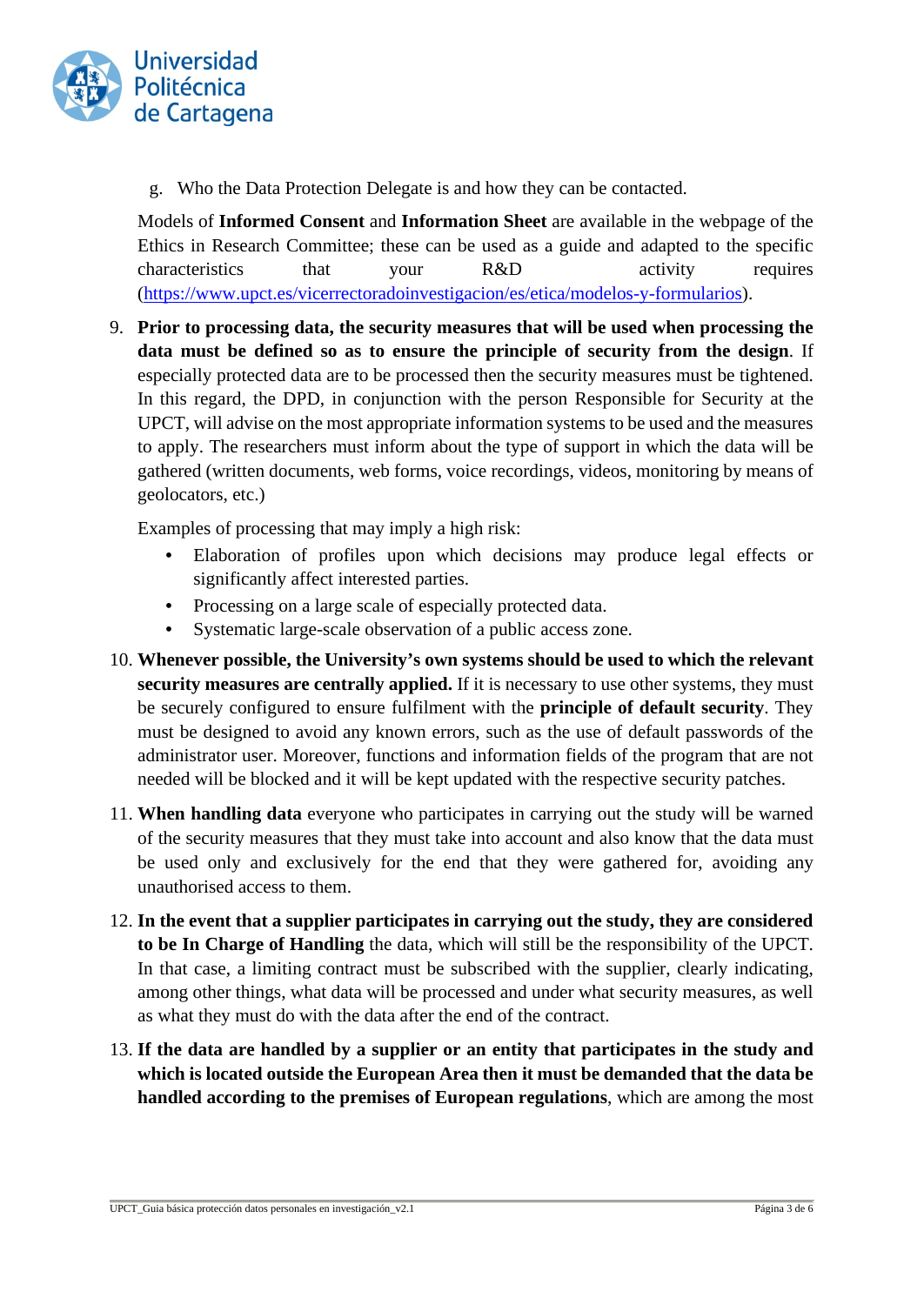g. Who the Data Protection Delegate is and how they can be contacted.

Models of **Informed Consent** and **Information Sheet** are available in the webpage of the Ethics in Research Committee; these can be used as a guide and adapted to the specific characteristics that your R&D activity requires (https://www.upct.es/vicerrectoradoinvestigacion/es/etica/modelos-y-formularios).

9. **Prior to processing data, the security measures that will be used when processing the data must be defined so as to ensure the principle of security from the design**. If especially protected data are to be processed then the security measures must be tightened. In this regard, the DPD, in conjunction with the person Responsible for Security at the UPCT, will advise on the most appropriate information systems to be used and the measures to apply. The researchers must inform about the type of support in which the data will be gathered (written documents, web forms, voice recordings, videos, monitoring by means of geolocators, etc.)

   Examples of processing that may imply a high risk:

   - Elaboration of profiles upon which decisions may produce legal effects or significantly affect interested parties.
   - Processing on a large scale of especially protected data.
   - Systematic large-scale observation of a public access zone.

10. **Whenever possible, the University's own systems should be used to which the relevant security measures are centrally applied.** If it is necessary to use other systems, they must be securely configured to ensure fulfilment with the **principle of default security**. They must be designed to avoid any known errors, such as the use of default passwords of the administrator user. Moreover, functions and information fields of the program that are not needed will be blocked and it will be kept updated with the respective security patches.

11. **When handling data** everyone who participates in carrying out the study will be warned of the security measures that they must take into account and also know that the data must be used only and exclusively for the end that they were gathered for, avoiding any unauthorised access to them.

12. **In the event that a supplier participates in carrying out the study, they are considered to be In Charge of Handling** the data, which will still be the responsibility of the UPCT. In that case, a limiting contract must be subscribed with the supplier, clearly indicating, among other things, what data will be processed and under what security measures, as well as what they must do with the data after the end of the contract.

13. **If the data are handled by a supplier or an entity that participates in the study and which is located outside the European Area then it must be demanded that the data be handled according to the premises of European regulations**, which are among the most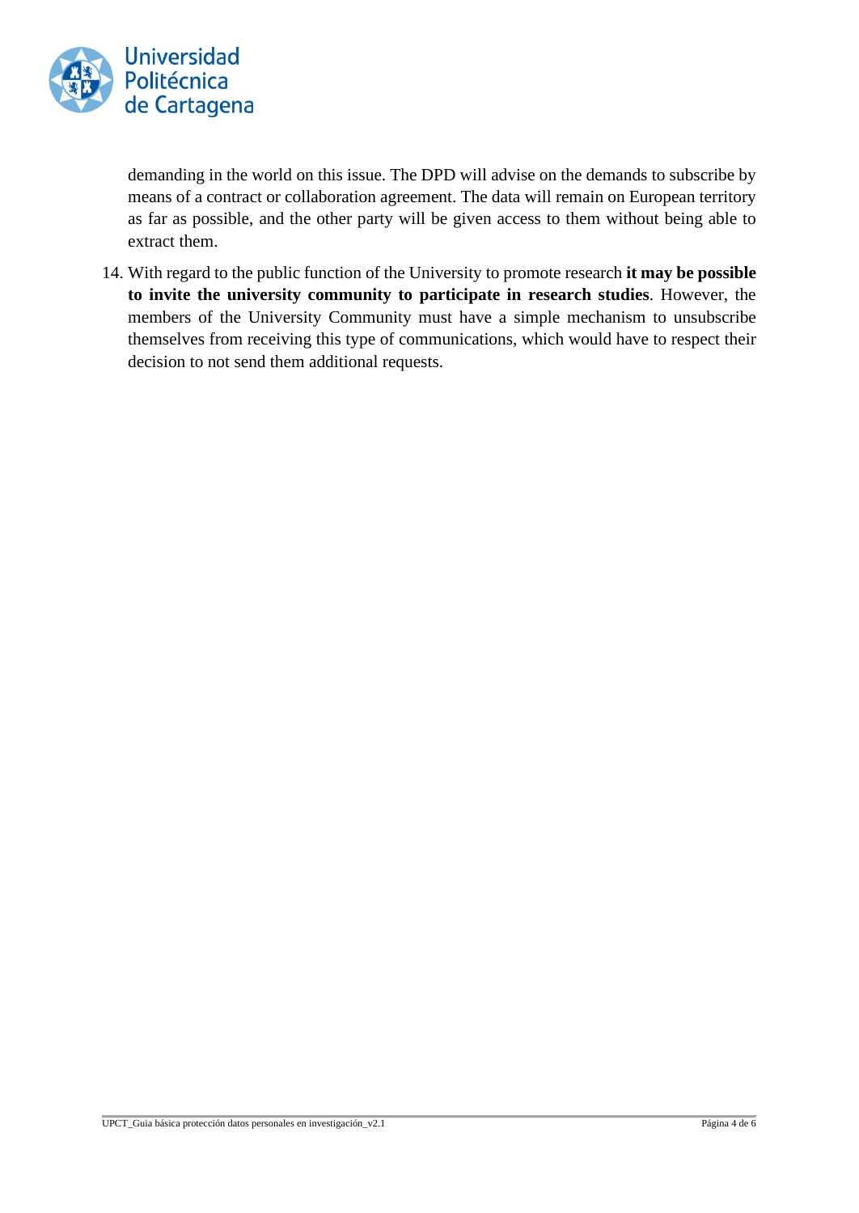demanding in the world on this issue. The DPD will advise on the demands to subscribe by means of a contract or collaboration agreement. The data will remain on European territory as far as possible, and the other party will be given access to them without being able to extract them.

14. With regard to the public function of the University to promote research **it may be possible to invite the university community to participate in research studies**. However, the members of the University Community must have a simple mechanism to unsubscribe themselves from receiving this type of communications, which would have to respect their decision to not send them additional requests.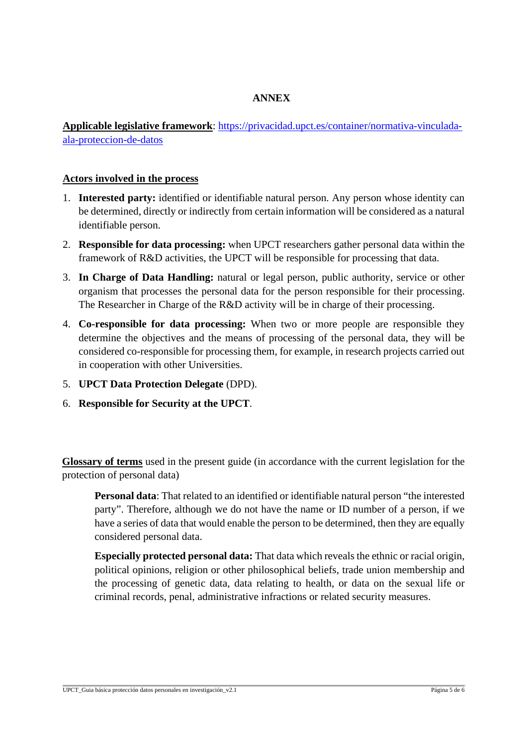# ANNEX

**Applicable legislative framework**: https://privacidad.upct.es/container/normativa-vinculada-ala-proteccion-de-datos

**Actors involved in the process**

1. **Interested party:** identified or identifiable natural person. Any person whose identity can be determined, directly or indirectly from certain information will be considered as a natural identifiable person.
2. **Responsible for data processing:** when UPCT researchers gather personal data within the framework of R&D activities, the UPCT will be responsible for processing that data.
3. **In Charge of Data Handling:** natural or legal person, public authority, service or other organism that processes the personal data for the person responsible for their processing. The Researcher in Charge of the R&D activity will be in charge of their processing.
4. **Co-responsible for data processing:** When two or more people are responsible they determine the objectives and the means of processing of the personal data, they will be considered co-responsible for processing them, for example, in research projects carried out in cooperation with other Universities.
5. **UPCT Data Protection Delegate** (DPD).
6. **Responsible for Security at the UPCT**.

**Glossary of terms** used in the present guide (in accordance with the current legislation for the protection of personal data)

> **Personal data**: That related to an identified or identifiable natural person "the interested party". Therefore, although we do not have the name or ID number of a person, if we have a series of data that would enable the person to be determined, then they are equally considered personal data.
>
> **Especially protected personal data:** That data which reveals the ethnic or racial origin, political opinions, religion or other philosophical beliefs, trade union membership and the processing of genetic data, data relating to health, or data on the sexual life or criminal records, penal, administrative infractions or related security measures.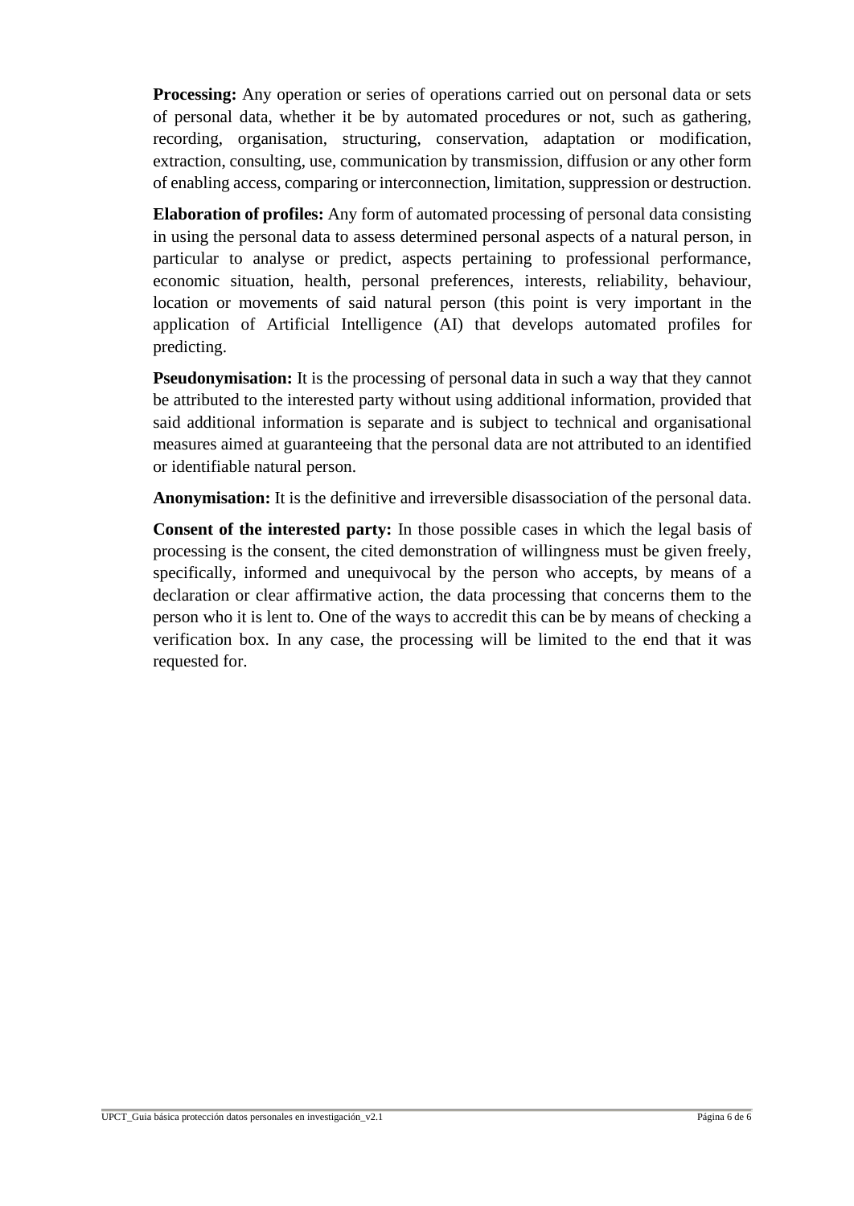**Processing:** Any operation or series of operations carried out on personal data or sets of personal data, whether it be by automated procedures or not, such as gathering, recording, organisation, structuring, conservation, adaptation or modification, extraction, consulting, use, communication by transmission, diffusion or any other form of enabling access, comparing or interconnection, limitation, suppression or destruction.

**Elaboration of profiles:** Any form of automated processing of personal data consisting in using the personal data to assess determined personal aspects of a natural person, in particular to analyse or predict, aspects pertaining to professional performance, economic situation, health, personal preferences, interests, reliability, behaviour, location or movements of said natural person (this point is very important in the application of Artificial Intelligence (AI) that develops automated profiles for predicting.

**Pseudonymisation:** It is the processing of personal data in such a way that they cannot be attributed to the interested party without using additional information, provided that said additional information is separate and is subject to technical and organisational measures aimed at guaranteeing that the personal data are not attributed to an identified or identifiable natural person.

**Anonymisation:** It is the definitive and irreversible disassociation of the personal data.

**Consent of the interested party:** In those possible cases in which the legal basis of processing is the consent, the cited demonstration of willingness must be given freely, specifically, informed and unequivocal by the person who accepts, by means of a declaration or clear affirmative action, the data processing that concerns them to the person who it is lent to. One of the ways to accredit this can be by means of checking a verification box. In any case, the processing will be limited to the end that it was requested for.